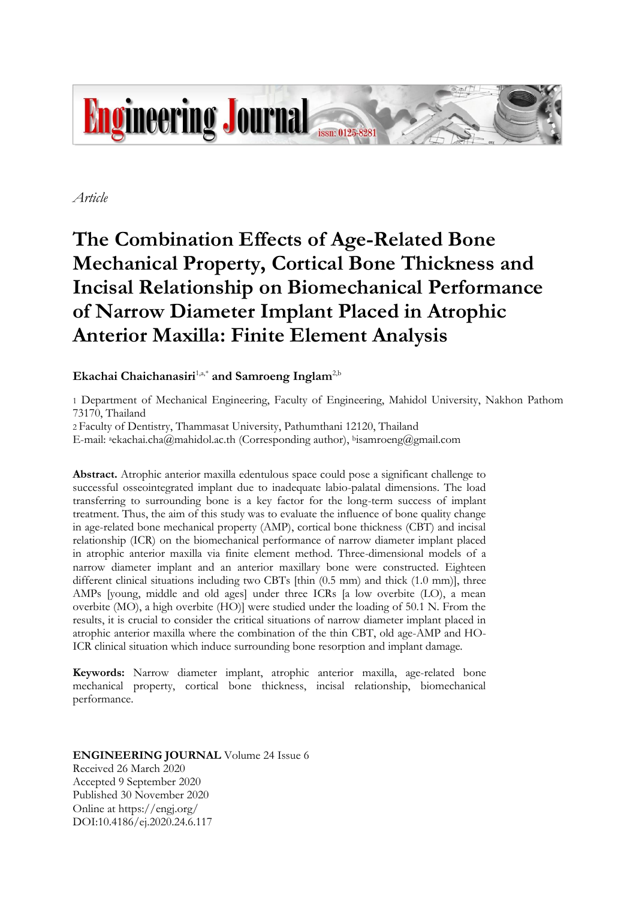*Article*

# The Combination Effects of Age-Related Bone Mechanical Property, Cortical Bone Thickness and Incisal Relationship on Biomechanical Performance of Narrow Diameter Implant Placed in Atrophic Anterior Maxilla: Finite Element Analysis

**Ekachai Chaichanasiri**[1,a,*] **and Samroeng Inglam**[2,b]

1 Department of Mechanical Engineering, Faculty of Engineering, Mahidol University, Nakhon Pathom 73170, Thailand

2 Faculty of Dentistry, Thammasat University, Pathumthani 12120, Thailand

E-mail: [a]ekachai.cha@mahidol.ac.th (Corresponding author), [b]isamroeng@gmail.com

**Abstract.** Atrophic anterior maxilla edentulous space could pose a significant challenge to successful osseointegrated implant due to inadequate labio-palatal dimensions. The load transferring to surrounding bone is a key factor for the long-term success of implant treatment. Thus, the aim of this study was to evaluate the influence of bone quality change in age-related bone mechanical property (AMP), cortical bone thickness (CBT) and incisal relationship (ICR) on the biomechanical performance of narrow diameter implant placed in atrophic anterior maxilla via finite element method. Three-dimensional models of a narrow diameter implant and an anterior maxillary bone were constructed. Eighteen different clinical situations including two CBTs [thin (0.5 mm) and thick (1.0 mm)], three AMPs [young, middle and old ages] under three ICRs [a low overbite (LO), a mean overbite (MO), a high overbite (HO)] were studied under the loading of 50.1 N. From the results, it is crucial to consider the critical situations of narrow diameter implant placed in atrophic anterior maxilla where the combination of the thin CBT, old age-AMP and HO-ICR clinical situation which induce surrounding bone resorption and implant damage.

**Keywords:** Narrow diameter implant, atrophic anterior maxilla, age-related bone mechanical property, cortical bone thickness, incisal relationship, biomechanical performance.

**ENGINEERING JOURNAL** Volume 24 Issue 6
Received 26 March 2020
Accepted 9 September 2020
Published 30 November 2020
Online at https://engj.org/
DOI:10.4186/ej.2020.24.6.117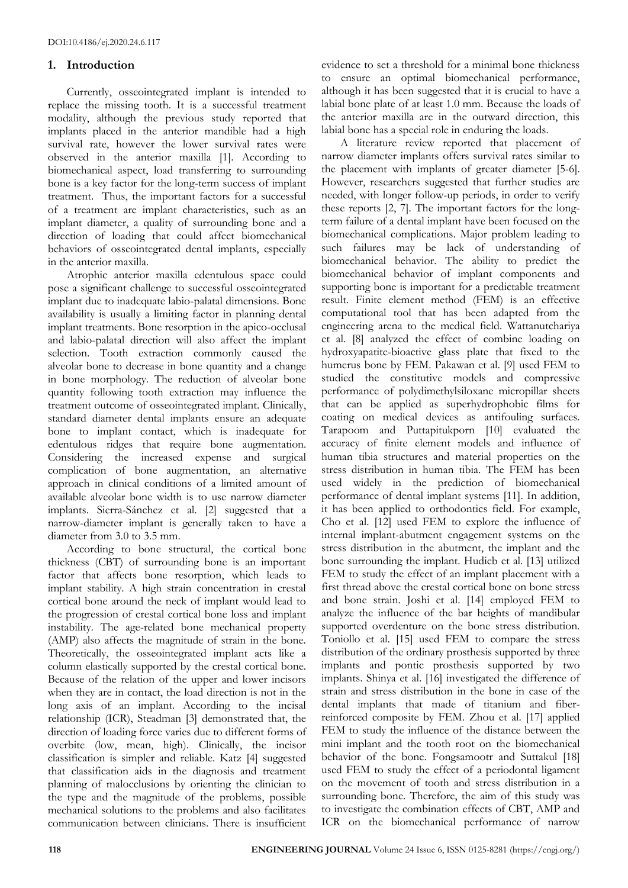## 1. Introduction

Currently, osseointegrated implant is intended to replace the missing tooth. It is a successful treatment modality, although the previous study reported that implants placed in the anterior mandible had a high survival rate, however the lower survival rates were observed in the anterior maxilla [1]. According to biomechanical aspect, load transferring to surrounding bone is a key factor for the long-term success of implant treatment. Thus, the important factors for a successful of a treatment are implant characteristics, such as an implant diameter, a quality of surrounding bone and a direction of loading that could affect biomechanical behaviors of osseointegrated dental implants, especially in the anterior maxilla.

Atrophic anterior maxilla edentulous space could pose a significant challenge to successful osseointegrated implant due to inadequate labio-palatal dimensions. Bone availability is usually a limiting factor in planning dental implant treatments. Bone resorption in the apico-occlusal and labio-palatal direction will also affect the implant selection. Tooth extraction commonly caused the alveolar bone to decrease in bone quantity and a change in bone morphology. The reduction of alveolar bone quantity following tooth extraction may influence the treatment outcome of osseointegrated implant. Clinically, standard diameter dental implants ensure an adequate bone to implant contact, which is inadequate for edentulous ridges that require bone augmentation. Considering the increased expense and surgical complication of bone augmentation, an alternative approach in clinical conditions of a limited amount of available alveolar bone width is to use narrow diameter implants. Sierra-Sánchez et al. [2] suggested that a narrow-diameter implant is generally taken to have a diameter from 3.0 to 3.5 mm.

According to bone structural, the cortical bone thickness (CBT) of surrounding bone is an important factor that affects bone resorption, which leads to implant stability. A high strain concentration in crestal cortical bone around the neck of implant would lead to the progression of crestal cortical bone loss and implant instability. The age-related bone mechanical property (AMP) also affects the magnitude of strain in the bone. Theoretically, the osseointegrated implant acts like a column elastically supported by the crestal cortical bone. Because of the relation of the upper and lower incisors when they are in contact, the load direction is not in the long axis of an implant. According to the incisal relationship (ICR), Steadman [3] demonstrated that, the direction of loading force varies due to different forms of overbite (low, mean, high). Clinically, the incisor classification is simpler and reliable. Katz [4] suggested that classification aids in the diagnosis and treatment planning of malocclusions by orienting the clinician to the type and the magnitude of the problems, possible mechanical solutions to the problems and also facilitates communication between clinicians. There is insufficient evidence to set a threshold for a minimal bone thickness to ensure an optimal biomechanical performance, although it has been suggested that it is crucial to have a labial bone plate of at least 1.0 mm. Because the loads of the anterior maxilla are in the outward direction, this labial bone has a special role in enduring the loads.

A literature review reported that placement of narrow diameter implants offers survival rates similar to the placement with implants of greater diameter [5-6]. However, researchers suggested that further studies are needed, with longer follow-up periods, in order to verify these reports [2, 7]. The important factors for the long-term failure of a dental implant have been focused on the biomechanical complications. Major problem leading to such failures may be lack of understanding of biomechanical behavior. The ability to predict the biomechanical behavior of implant components and supporting bone is important for a predictable treatment result. Finite element method (FEM) is an effective computational tool that has been adapted from the engineering arena to the medical field. Wattanutchariya et al. [8] analyzed the effect of combine loading on hydroxyapatite-bioactive glass plate that fixed to the humerus bone by FEM. Pakawan et al. [9] used FEM to studied the constitutive models and compressive performance of polydimethylsiloxane micropillar sheets that can be applied as superhydrophobic films for coating on medical devices as antifouling surfaces. Tarapoom and Puttapitukporn [10] evaluated the accuracy of finite element models and influence of human tibia structures and material properties on the stress distribution in human tibia. The FEM has been used widely in the prediction of biomechanical performance of dental implant systems [11]. In addition, it has been applied to orthodontics field. For example, Cho et al. [12] used FEM to explore the influence of internal implant-abutment engagement systems on the stress distribution in the abutment, the implant and the bone surrounding the implant. Hudieb et al. [13] utilized FEM to study the effect of an implant placement with a first thread above the crestal cortical bone on bone stress and bone strain. Joshi et al. [14] employed FEM to analyze the influence of the bar heights of mandibular supported overdenture on the bone stress distribution. Toniollo et al. [15] used FEM to compare the stress distribution of the ordinary prosthesis supported by three implants and pontic prosthesis supported by two implants. Shinya et al. [16] investigated the difference of strain and stress distribution in the bone in case of the dental implants that made of titanium and fiber-reinforced composite by FEM. Zhou et al. [17] applied FEM to study the influence of the distance between the mini implant and the tooth root on the biomechanical behavior of the bone. Fongsamootr and Suttakul [18] used FEM to study the effect of a periodontal ligament on the movement of tooth and stress distribution in a surrounding bone. Therefore, the aim of this study was to investigate the combination effects of CBT, AMP and ICR on the biomechanical performance of narrow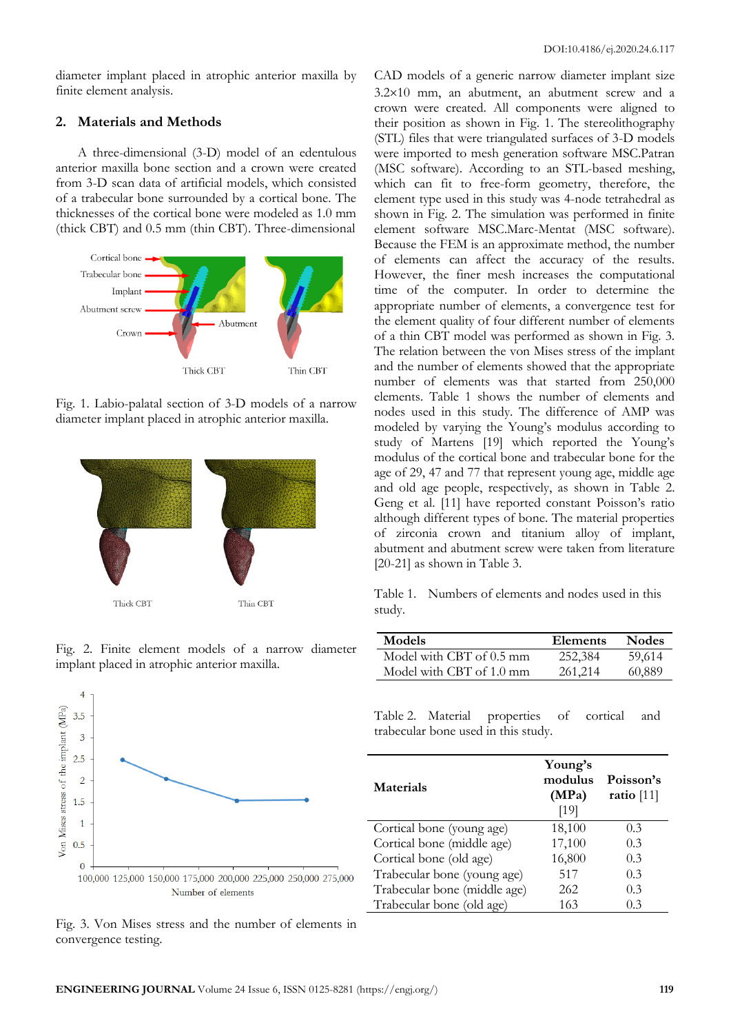diameter implant placed in atrophic anterior maxilla by finite element analysis.

## 2. Materials and Methods

A three-dimensional (3-D) model of an edentulous anterior maxilla bone section and a crown were created from 3-D scan data of artificial models, which consisted of a trabecular bone surrounded by a cortical bone. The thicknesses of the cortical bone were modeled as 1.0 mm (thick CBT) and 0.5 mm (thin CBT). Three-dimensional CAD models of a generic narrow diameter implant size 3.2×10 mm, an abutment, an abutment screw and a crown were created. All components were aligned to their position as shown in Fig. 1. The stereolithography (STL) files that were triangulated surfaces of 3-D models were imported to mesh generation software MSC.Patran (MSC software). According to an STL-based meshing, which can fit to free-form geometry, therefore, the element type used in this study was 4-node tetrahedral as shown in Fig. 2. The simulation was performed in finite element software MSC.Marc-Mentat (MSC software). Because the FEM is an approximate method, the number of elements can affect the accuracy of the results. However, the finer mesh increases the computational time of the computer. In order to determine the appropriate number of elements, a convergence test for the element quality of four different number of elements of a thin CBT model was performed as shown in Fig. 3. The relation between the von Mises stress of the implant and the number of elements showed that the appropriate number of elements was that started from 250,000 elements. Table 1 shows the number of elements and nodes used in this study. The difference of AMP was modeled by varying the Young's modulus according to study of Martens [19] which reported the Young's modulus of the cortical bone and trabecular bone for the age of 29, 47 and 77 that represent young age, middle age and old age people, respectively, as shown in Table 2. Geng et al. [11] have reported constant Poisson's ratio although different types of bone. The material properties of zirconia crown and titanium alloy of implant, abutment and abutment screw were taken from literature [20-21] as shown in Table 3.

Fig. 1. Labio-palatal section of 3-D models of a narrow diameter implant placed in atrophic anterior maxilla.

Fig. 2. Finite element models of a narrow diameter implant placed in atrophic anterior maxilla.

Fig. 3. Von Mises stress and the number of elements in convergence testing.

Table 1. Numbers of elements and nodes used in this study.

| Models | Elements | Nodes |
|---|---|---|
| Model with CBT of 0.5 mm | 252,384 | 59,614 |
| Model with CBT of 1.0 mm | 261,214 | 60,889 |

Table 2. Material properties of cortical and trabecular bone used in this study.

| Materials | Young's modulus (MPa) [19] | Poisson's ratio [11] |
|---|---|---|
| Cortical bone (young age) | 18,100 | 0.3 |
| Cortical bone (middle age) | 17,100 | 0.3 |
| Cortical bone (old age) | 16,800 | 0.3 |
| Trabecular bone (young age) | 517 | 0.3 |
| Trabecular bone (middle age) | 262 | 0.3 |
| Trabecular bone (old age) | 163 | 0.3 |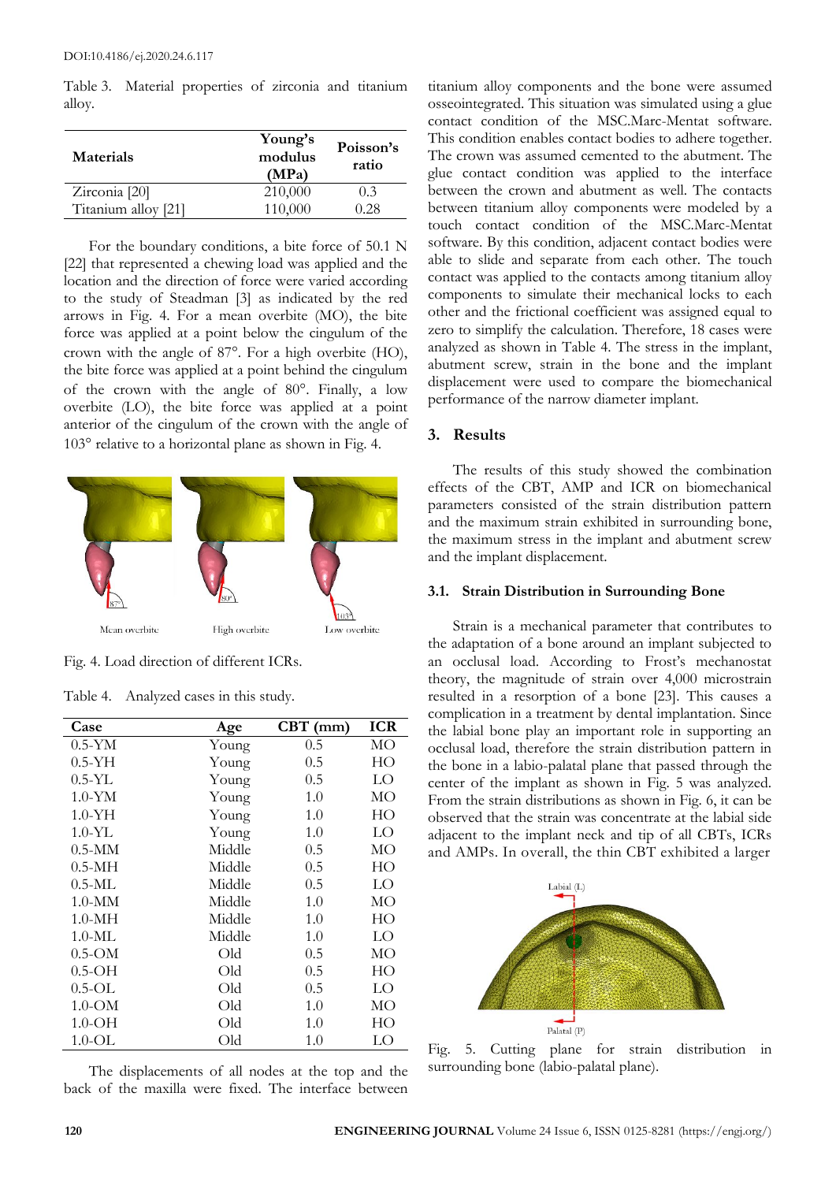Table 3. Material properties of zirconia and titanium alloy.

| Materials | Young's modulus (MPa) | Poisson's ratio |
|---|---|---|
| Zirconia [20] | 210,000 | 0.3 |
| Titanium alloy [21] | 110,000 | 0.28 |

For the boundary conditions, a bite force of 50.1 N [22] that represented a chewing load was applied and the location and the direction of force were varied according to the study of Steadman [3] as indicated by the red arrows in Fig. 4. For a mean overbite (MO), the bite force was applied at a point below the cingulum of the crown with the angle of 87°. For a high overbite (HO), the bite force was applied at a point behind the cingulum of the crown with the angle of 80°. Finally, a low overbite (LO), the bite force was applied at a point anterior of the cingulum of the crown with the angle of 103° relative to a horizontal plane as shown in Fig. 4.

Fig. 4. Load direction of different ICRs.

Table 4. Analyzed cases in this study.

| Case | Age | CBT (mm) | ICR |
|---|---|---|---|
| 0.5-YM | Young | 0.5 | MO |
| 0.5-YH | Young | 0.5 | HO |
| 0.5-YL | Young | 0.5 | LO |
| 1.0-YM | Young | 1.0 | MO |
| 1.0-YH | Young | 1.0 | HO |
| 1.0-YL | Young | 1.0 | LO |
| 0.5-MM | Middle | 0.5 | MO |
| 0.5-MH | Middle | 0.5 | HO |
| 0.5-ML | Middle | 0.5 | LO |
| 1.0-MM | Middle | 1.0 | MO |
| 1.0-MH | Middle | 1.0 | HO |
| 1.0-ML | Middle | 1.0 | LO |
| 0.5-OM | Old | 0.5 | MO |
| 0.5-OH | Old | 0.5 | HO |
| 0.5-OL | Old | 0.5 | LO |
| 1.0-OM | Old | 1.0 | MO |
| 1.0-OH | Old | 1.0 | HO |
| 1.0-OL | Old | 1.0 | LO |

The displacements of all nodes at the top and the back of the maxilla were fixed. The interface between titanium alloy components and the bone were assumed osseointegrated. This situation was simulated using a glue contact condition of the MSC.Marc-Mentat software. This condition enables contact bodies to adhere together. The crown was assumed cemented to the abutment. The glue contact condition was applied to the interface between the crown and abutment as well. The contacts between titanium alloy components were modeled by a touch contact condition of the MSC.Marc-Mentat software. By this condition, adjacent contact bodies were able to slide and separate from each other. The touch contact was applied to the contacts among titanium alloy components to simulate their mechanical locks to each other and the frictional coefficient was assigned equal to zero to simplify the calculation. Therefore, 18 cases were analyzed as shown in Table 4. The stress in the implant, abutment screw, strain in the bone and the implant displacement were used to compare the biomechanical performance of the narrow diameter implant.

## 3. Results

The results of this study showed the combination effects of the CBT, AMP and ICR on biomechanical parameters consisted of the strain distribution pattern and the maximum strain exhibited in surrounding bone, the maximum stress in the implant and abutment screw and the implant displacement.

### 3.1. Strain Distribution in Surrounding Bone

Strain is a mechanical parameter that contributes to the adaptation of a bone around an implant subjected to an occlusal load. According to Frost's mechanostat theory, the magnitude of strain over 4,000 microstrain resulted in a resorption of a bone [23]. This causes a complication in a treatment by dental implantation. Since the labial bone play an important role in supporting an occlusal load, therefore the strain distribution pattern in the bone in a labio-palatal plane that passed through the center of the implant as shown in Fig. 5 was analyzed. From the strain distributions as shown in Fig. 6, it can be observed that the strain was concentrate at the labial side adjacent to the implant neck and tip of all CBTs, ICRs and AMPs. In overall, the thin CBT exhibited a larger

Fig. 5. Cutting plane for strain distribution in surrounding bone (labio-palatal plane).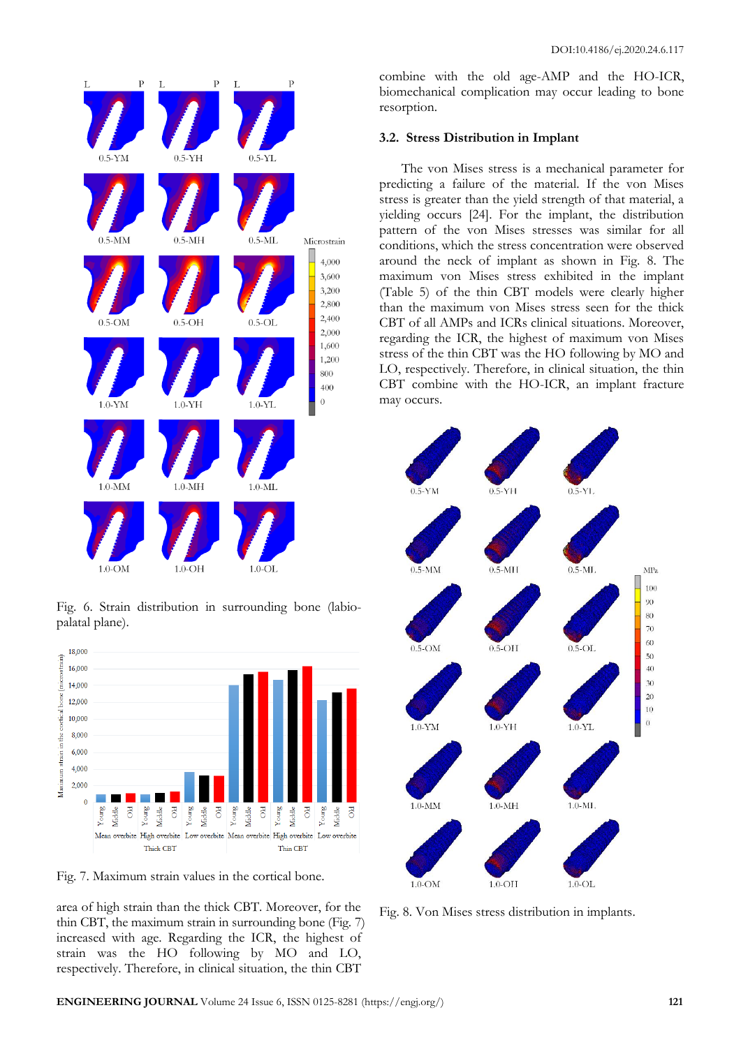Fig. 6. Strain distribution in surrounding bone (labio-palatal plane).

Fig. 7. Maximum strain values in the cortical bone.

area of high strain than the thick CBT. Moreover, for the thin CBT, the maximum strain in surrounding bone (Fig. 7) increased with age. Regarding the ICR, the highest of strain was the HO following by MO and LO, respectively. Therefore, in clinical situation, the thin CBT combine with the old age-AMP and the HO-ICR, biomechanical complication may occur leading to bone resorption.

### 3.2. Stress Distribution in Implant

The von Mises stress is a mechanical parameter for predicting a failure of the material. If the von Mises stress is greater than the yield strength of that material, a yielding occurs [24]. For the implant, the distribution pattern of the von Mises stresses was similar for all conditions, which the stress concentration were observed around the neck of implant as shown in Fig. 8. The maximum von Mises stress exhibited in the implant (Table 5) of the thin CBT models were clearly higher than the maximum von Mises stress seen for the thick CBT of all AMPs and ICRs clinical situations. Moreover, regarding the ICR, the highest of maximum von Mises stress of the thin CBT was the HO following by MO and LO, respectively. Therefore, in clinical situation, the thin CBT combine with the HO-ICR, an implant fracture may occurs.

Fig. 8. Von Mises stress distribution in implants.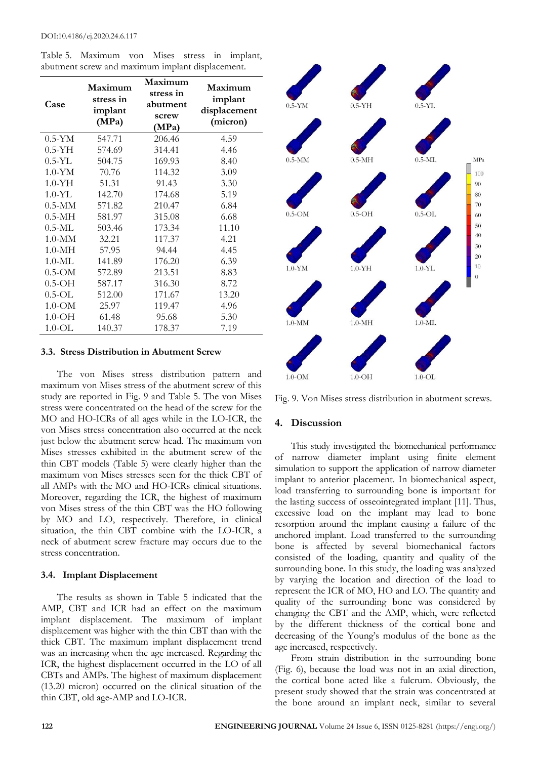Table 5. Maximum von Mises stress in implant, abutment screw and maximum implant displacement.

| Case | Maximum stress in implant (MPa) | Maximum stress in abutment screw (MPa) | Maximum implant displacement (micron) |
|---|---|---|---|
| 0.5-YM | 547.71 | 206.46 | 4.59 |
| 0.5-YH | 574.69 | 314.41 | 4.46 |
| 0.5-YL | 504.75 | 169.93 | 8.40 |
| 1.0-YM | 70.76 | 114.32 | 3.09 |
| 1.0-YH | 51.31 | 91.43 | 3.30 |
| 1.0-YL | 142.70 | 174.68 | 5.19 |
| 0.5-MM | 571.82 | 210.47 | 6.84 |
| 0.5-MH | 581.97 | 315.08 | 6.68 |
| 0.5-ML | 503.46 | 173.34 | 11.10 |
| 1.0-MM | 32.21 | 117.37 | 4.21 |
| 1.0-MH | 57.95 | 94.44 | 4.45 |
| 1.0-ML | 141.89 | 176.20 | 6.39 |
| 0.5-OM | 572.89 | 213.51 | 8.83 |
| 0.5-OH | 587.17 | 316.30 | 8.72 |
| 0.5-OL | 512.00 | 171.67 | 13.20 |
| 1.0-OM | 25.97 | 119.47 | 4.96 |
| 1.0-OH | 61.48 | 95.68 | 5.30 |
| 1.0-OL | 140.37 | 178.37 | 7.19 |

### 3.3. Stress Distribution in Abutment Screw

The von Mises stress distribution pattern and maximum von Mises stress of the abutment screw of this study are reported in Fig. 9 and Table 5. The von Mises stress were concentrated on the head of the screw for the MO and HO-ICRs of all ages while in the LO-ICR, the von Mises stress concentration also occurred at the neck just below the abutment screw head. The maximum von Mises stresses exhibited in the abutment screw of the thin CBT models (Table 5) were clearly higher than the maximum von Mises stresses seen for the thick CBT of all AMPs with the MO and HO-ICRs clinical situations. Moreover, regarding the ICR, the highest of maximum von Mises stress of the thin CBT was the HO following by MO and LO, respectively. Therefore, in clinical situation, the thin CBT combine with the LO-ICR, a neck of abutment screw fracture may occurs due to the stress concentration.

### 3.4. Implant Displacement

The results as shown in Table 5 indicated that the AMP, CBT and ICR had an effect on the maximum implant displacement. The maximum of implant displacement was higher with the thin CBT than with the thick CBT. The maximum implant displacement trend was an increasing when the age increased. Regarding the ICR, the highest displacement occurred in the LO of all CBTs and AMPs. The highest of maximum displacement (13.20 micron) occurred on the clinical situation of the thin CBT, old age-AMP and LO-ICR.

Fig. 9. Von Mises stress distribution in abutment screws.

## 4. Discussion

This study investigated the biomechanical performance of narrow diameter implant using finite element simulation to support the application of narrow diameter implant to anterior placement. In biomechanical aspect, load transferring to surrounding bone is important for the lasting success of osseointegrated implant [11]. Thus, excessive load on the implant may lead to bone resorption around the implant causing a failure of the anchored implant. Load transferred to the surrounding bone is affected by several biomechanical factors consisted of the loading, quantity and quality of the surrounding bone. In this study, the loading was analyzed by varying the location and direction of the load to represent the ICR of MO, HO and LO. The quantity and quality of the surrounding bone was considered by changing the CBT and the AMP, which, were reflected by the different thickness of the cortical bone and decreasing of the Young's modulus of the bone as the age increased, respectively.

From strain distribution in the surrounding bone (Fig. 6), because the load was not in an axial direction, the cortical bone acted like a fulcrum. Obviously, the present study showed that the strain was concentrated at the bone around an implant neck, similar to several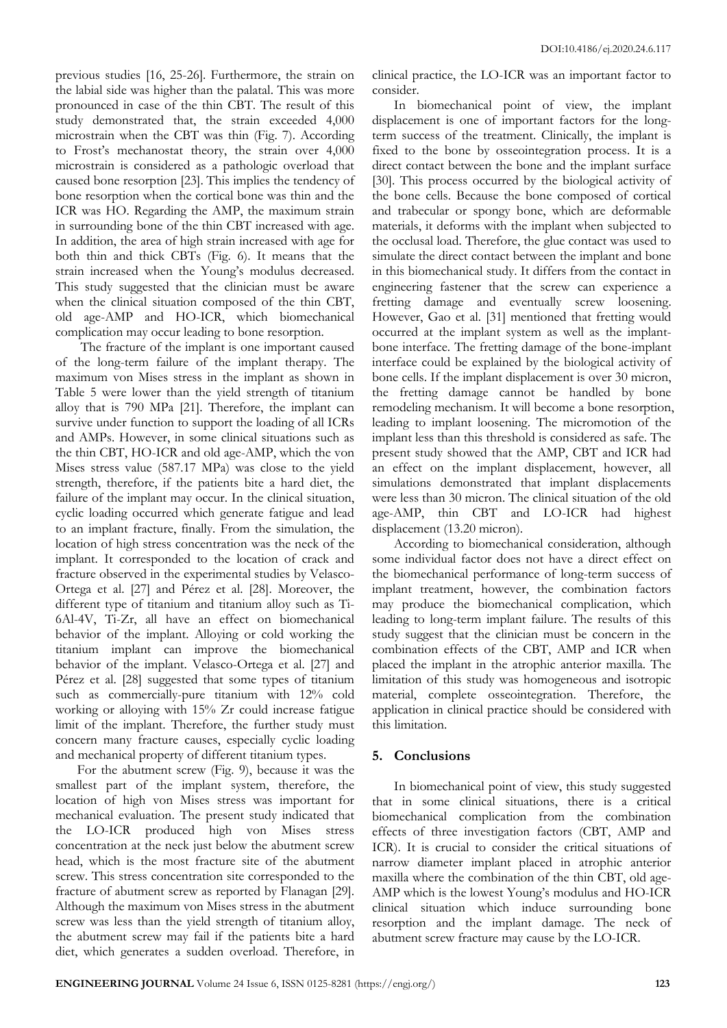previous studies [16, 25-26]. Furthermore, the strain on the labial side was higher than the palatal. This was more pronounced in case of the thin CBT. The result of this study demonstrated that, the strain exceeded 4,000 microstrain when the CBT was thin (Fig. 7). According to Frost's mechanostat theory, the strain over 4,000 microstrain is considered as a pathologic overload that caused bone resorption [23]. This implies the tendency of bone resorption when the cortical bone was thin and the ICR was HO. Regarding the AMP, the maximum strain in surrounding bone of the thin CBT increased with age. In addition, the area of high strain increased with age for both thin and thick CBTs (Fig. 6). It means that the strain increased when the Young's modulus decreased. This study suggested that the clinician must be aware when the clinical situation composed of the thin CBT, old age-AMP and HO-ICR, which biomechanical complication may occur leading to bone resorption.

The fracture of the implant is one important caused of the long-term failure of the implant therapy. The maximum von Mises stress in the implant as shown in Table 5 were lower than the yield strength of titanium alloy that is 790 MPa [21]. Therefore, the implant can survive under function to support the loading of all ICRs and AMPs. However, in some clinical situations such as the thin CBT, HO-ICR and old age-AMP, which the von Mises stress value (587.17 MPa) was close to the yield strength, therefore, if the patients bite a hard diet, the failure of the implant may occur. In the clinical situation, cyclic loading occurred which generate fatigue and lead to an implant fracture, finally. From the simulation, the location of high stress concentration was the neck of the implant. It corresponded to the location of crack and fracture observed in the experimental studies by Velasco-Ortega et al. [27] and Pérez et al. [28]. Moreover, the different type of titanium and titanium alloy such as Ti-6Al-4V, Ti-Zr, all have an effect on biomechanical behavior of the implant. Alloying or cold working the titanium implant can improve the biomechanical behavior of the implant. Velasco-Ortega et al. [27] and Pérez et al. [28] suggested that some types of titanium such as commercially-pure titanium with 12% cold working or alloying with 15% Zr could increase fatigue limit of the implant. Therefore, the further study must concern many fracture causes, especially cyclic loading and mechanical property of different titanium types.

For the abutment screw (Fig. 9), because it was the smallest part of the implant system, therefore, the location of high von Mises stress was important for mechanical evaluation. The present study indicated that the LO-ICR produced high von Mises stress concentration at the neck just below the abutment screw head, which is the most fracture site of the abutment screw. This stress concentration site corresponded to the fracture of abutment screw as reported by Flanagan [29]. Although the maximum von Mises stress in the abutment screw was less than the yield strength of titanium alloy, the abutment screw may fail if the patients bite a hard diet, which generates a sudden overload. Therefore, in clinical practice, the LO-ICR was an important factor to consider.

In biomechanical point of view, the implant displacement is one of important factors for the long-term success of the treatment. Clinically, the implant is fixed to the bone by osseointegration process. It is a direct contact between the bone and the implant surface [30]. This process occurred by the biological activity of the bone cells. Because the bone composed of cortical and trabecular or spongy bone, which are deformable materials, it deforms with the implant when subjected to the occlusal load. Therefore, the glue contact was used to simulate the direct contact between the implant and bone in this biomechanical study. It differs from the contact in engineering fastener that the screw can experience a fretting damage and eventually screw loosening. However, Gao et al. [31] mentioned that fretting would occurred at the implant system as well as the implant-bone interface. The fretting damage of the bone-implant interface could be explained by the biological activity of bone cells. If the implant displacement is over 30 micron, the fretting damage cannot be handled by bone remodeling mechanism. It will become a bone resorption, leading to implant loosening. The micromotion of the implant less than this threshold is considered as safe. The present study showed that the AMP, CBT and ICR had an effect on the implant displacement, however, all simulations demonstrated that implant displacements were less than 30 micron. The clinical situation of the old age-AMP, thin CBT and LO-ICR had highest displacement (13.20 micron).

According to biomechanical consideration, although some individual factor does not have a direct effect on the biomechanical performance of long-term success of implant treatment, however, the combination factors may produce the biomechanical complication, which leading to long-term implant failure. The results of this study suggest that the clinician must be concern in the combination effects of the CBT, AMP and ICR when placed the implant in the atrophic anterior maxilla. The limitation of this study was homogeneous and isotropic material, complete osseointegration. Therefore, the application in clinical practice should be considered with this limitation.

## 5. Conclusions

In biomechanical point of view, this study suggested that in some clinical situations, there is a critical biomechanical complication from the combination effects of three investigation factors (CBT, AMP and ICR). It is crucial to consider the critical situations of narrow diameter implant placed in atrophic anterior maxilla where the combination of the thin CBT, old age-AMP which is the lowest Young's modulus and HO-ICR clinical situation which induce surrounding bone resorption and the implant damage. The neck of abutment screw fracture may cause by the LO-ICR.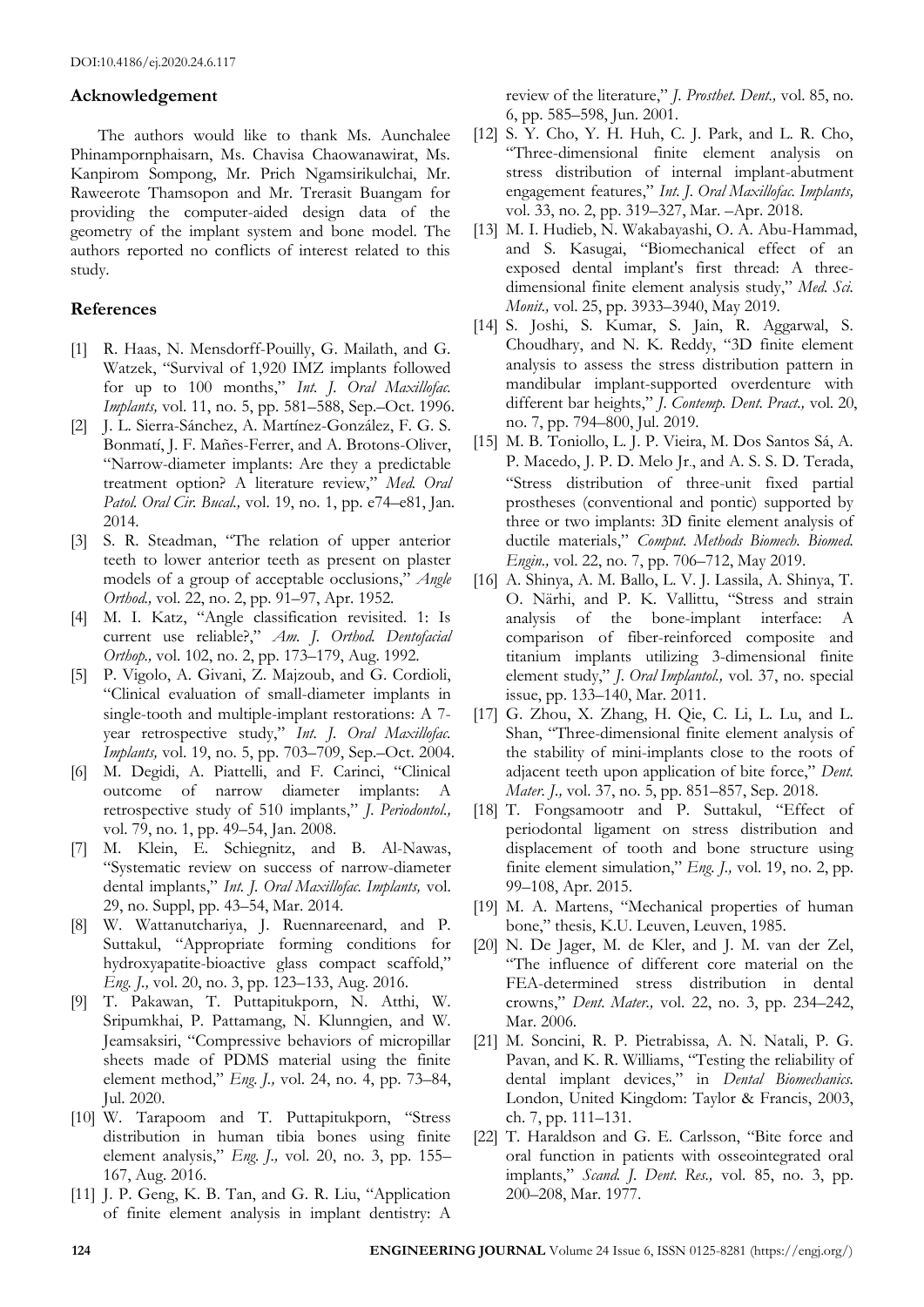## Acknowledgement

The authors would like to thank Ms. Aunchalee Phinampornphaisarn, Ms. Chavisa Chaowanawirat, Ms. Kanpirom Sompong, Mr. Prich Ngamsirikulchai, Mr. Raweerote Thamsopon and Mr. Trerasit Buangam for providing the computer-aided design data of the geometry of the implant system and bone model. The authors reported no conflicts of interest related to this study.

## References

[1] R. Haas, N. Mensdorff-Pouilly, G. Mailath, and G. Watzek, "Survival of 1,920 IMZ implants followed for up to 100 months," *Int. J. Oral Maxillofac. Implants,* vol. 11, no. 5, pp. 581–588, Sep.–Oct. 1996.

[2] J. L. Sierra-Sánchez, A. Martínez-González, F. G. S. Bonmatí, J. F. Mañes-Ferrer, and A. Brotons-Oliver, "Narrow-diameter implants: Are they a predictable treatment option? A literature review," *Med. Oral Patol. Oral Cir. Bucal.,* vol. 19, no. 1, pp. e74–e81, Jan. 2014.

[3] S. R. Steadman, "The relation of upper anterior teeth to lower anterior teeth as present on plaster models of a group of acceptable occlusions," *Angle Orthod.,* vol. 22, no. 2, pp. 91–97, Apr. 1952.

[4] M. I. Katz, "Angle classification revisited. 1: Is current use reliable?," *Am. J. Orthod. Dentofacial Orthop.,* vol. 102, no. 2, pp. 173–179, Aug. 1992.

[5] P. Vigolo, A. Givani, Z. Majzoub, and G. Cordioli, "Clinical evaluation of small-diameter implants in single-tooth and multiple-implant restorations: A 7-year retrospective study," *Int. J. Oral Maxillofac. Implants,* vol. 19, no. 5, pp. 703–709, Sep.–Oct. 2004.

[6] M. Degidi, A. Piattelli, and F. Carinci, "Clinical outcome of narrow diameter implants: A retrospective study of 510 implants," *J. Periodontol.,* vol. 79, no. 1, pp. 49–54, Jan. 2008.

[7] M. Klein, E. Schiegnitz, and B. Al-Nawas, "Systematic review on success of narrow-diameter dental implants," *Int. J. Oral Maxillofac. Implants,* vol. 29, no. Suppl, pp. 43–54, Mar. 2014.

[8] W. Wattanutchariya, J. Ruennareenard, and P. Suttakul, "Appropriate forming conditions for hydroxyapatite-bioactive glass compact scaffold," *Eng. J.,* vol. 20, no. 3, pp. 123–133, Aug. 2016.

[9] T. Pakawan, T. Puttapitukporn, N. Atthi, W. Sripumkhai, P. Pattamang, N. Klunngien, and W. Jeamsaksiri, "Compressive behaviors of micropillar sheets made of PDMS material using the finite element method," *Eng. J.,* vol. 24, no. 4, pp. 73–84, Jul. 2020.

[10] W. Tarapoom and T. Puttapitukporn, "Stress distribution in human tibia bones using finite element analysis," *Eng. J.,* vol. 20, no. 3, pp. 155–167, Aug. 2016.

[11] J. P. Geng, K. B. Tan, and G. R. Liu, "Application of finite element analysis in implant dentistry: A review of the literature," *J. Prosthet. Dent.,* vol. 85, no. 6, pp. 585–598, Jun. 2001.

[12] S. Y. Cho, Y. H. Huh, C. J. Park, and L. R. Cho, "Three-dimensional finite element analysis on stress distribution of internal implant-abutment engagement features," *Int. J. Oral Maxillofac. Implants,* vol. 33, no. 2, pp. 319–327, Mar. –Apr. 2018.

[13] M. I. Hudieb, N. Wakabayashi, O. A. Abu-Hammad, and S. Kasugai, "Biomechanical effect of an exposed dental implant's first thread: A three-dimensional finite element analysis study," *Med. Sci. Monit.,* vol. 25, pp. 3933–3940, May 2019.

[14] S. Joshi, S. Kumar, S. Jain, R. Aggarwal, S. Choudhary, and N. K. Reddy, "3D finite element analysis to assess the stress distribution pattern in mandibular implant-supported overdenture with different bar heights," *J. Contemp. Dent. Pract.,* vol. 20, no. 7, pp. 794–800, Jul. 2019.

[15] M. B. Toniollo, L. J. P. Vieira, M. Dos Santos Sá, A. P. Macedo, J. P. D. Melo Jr., and A. S. S. D. Terada, "Stress distribution of three-unit fixed partial prostheses (conventional and pontic) supported by three or two implants: 3D finite element analysis of ductile materials," *Comput. Methods Biomech. Biomed. Engin.,* vol. 22, no. 7, pp. 706–712, May 2019.

[16] A. Shinya, A. M. Ballo, L. V. J. Lassila, A. Shinya, T. O. Närhi, and P. K. Vallittu, "Stress and strain analysis of the bone-implant interface: A comparison of fiber-reinforced composite and titanium implants utilizing 3-dimensional finite element study," *J. Oral Implantol.,* vol. 37, no. special issue, pp. 133–140, Mar. 2011.

[17] G. Zhou, X. Zhang, H. Qie, C. Li, L. Lu, and L. Shan, "Three-dimensional finite element analysis of the stability of mini-implants close to the roots of adjacent teeth upon application of bite force," *Dent. Mater. J.,* vol. 37, no. 5, pp. 851–857, Sep. 2018.

[18] T. Fongsamootr and P. Suttakul, "Effect of periodontal ligament on stress distribution and displacement of tooth and bone structure using finite element simulation," *Eng. J.,* vol. 19, no. 2, pp. 99–108, Apr. 2015.

[19] M. A. Martens, "Mechanical properties of human bone," thesis, K.U. Leuven, Leuven, 1985.

[20] N. De Jager, M. de Kler, and J. M. van der Zel, "The influence of different core material on the FEA-determined stress distribution in dental crowns," *Dent. Mater.,* vol. 22, no. 3, pp. 234–242, Mar. 2006.

[21] M. Soncini, R. P. Pietrabissa, A. N. Natali, P. G. Pavan, and K. R. Williams, "Testing the reliability of dental implant devices," in *Dental Biomechanics.* London, United Kingdom: Taylor & Francis, 2003, ch. 7, pp. 111–131.

[22] T. Haraldson and G. E. Carlsson, "Bite force and oral function in patients with osseointegrated oral implants," *Scand. J. Dent. Res.,* vol. 85, no. 3, pp. 200–208, Mar. 1977.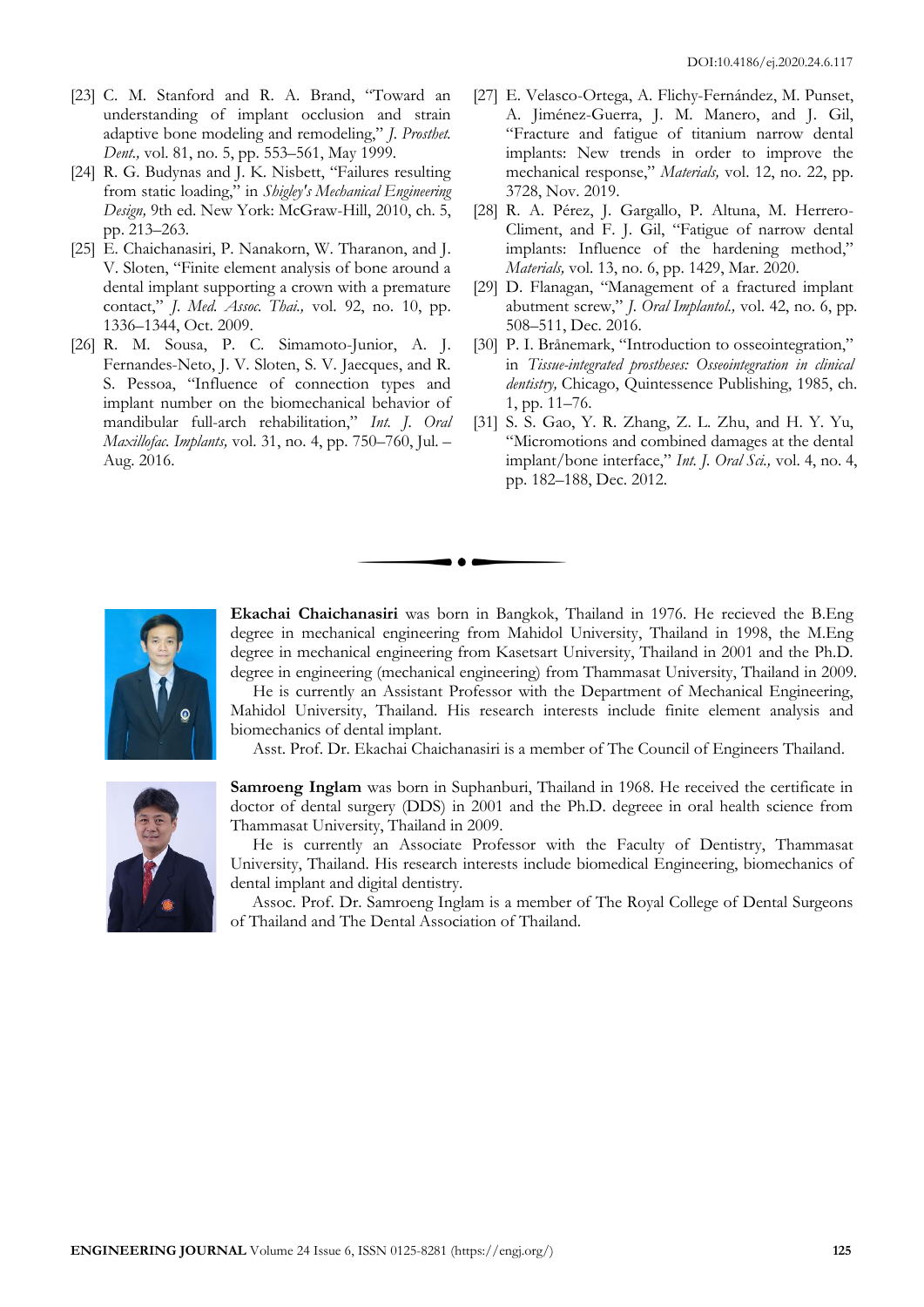[23] C. M. Stanford and R. A. Brand, "Toward an understanding of implant occlusion and strain adaptive bone modeling and remodeling," *J. Prosthet. Dent.,* vol. 81, no. 5, pp. 553–561, May 1999.

[24] R. G. Budynas and J. K. Nisbett, "Failures resulting from static loading," in *Shigley's Mechanical Engineering Design,* 9th ed. New York: McGraw-Hill, 2010, ch. 5, pp. 213–263.

[25] E. Chaichanasiri, P. Nanakorn, W. Tharanon, and J. V. Sloten, "Finite element analysis of bone around a dental implant supporting a crown with a premature contact," *J. Med. Assoc. Thai.,* vol. 92, no. 10, pp. 1336–1344, Oct. 2009.

[26] R. M. Sousa, P. C. Simamoto-Junior, A. J. Fernandes-Neto, J. V. Sloten, S. V. Jaecques, and R. S. Pessoa, "Influence of connection types and implant number on the biomechanical behavior of mandibular full-arch rehabilitation," *Int. J. Oral Maxillofac. Implants,* vol. 31, no. 4, pp. 750–760, Jul. – Aug. 2016.

[27] E. Velasco-Ortega, A. Flichy-Fernández, M. Punset, A. Jiménez-Guerra, J. M. Manero, and J. Gil, "Fracture and fatigue of titanium narrow dental implants: New trends in order to improve the mechanical response," *Materials,* vol. 12, no. 22, pp. 3728, Nov. 2019.

[28] R. A. Pérez, J. Gargallo, P. Altuna, M. Herrero-Climent, and F. J. Gil, "Fatigue of narrow dental implants: Influence of the hardening method," *Materials,* vol. 13, no. 6, pp. 1429, Mar. 2020.

[29] D. Flanagan, "Management of a fractured implant abutment screw," *J. Oral Implantol.,* vol. 42, no. 6, pp. 508–511, Dec. 2016.

[30] P. I. Brånemark, "Introduction to osseointegration," in *Tissue-integrated prostheses: Osseointegration in clinical dentistry,* Chicago, Quintessence Publishing, 1985, ch. 1, pp. 11–76.

[31] S. S. Gao, Y. R. Zhang, Z. L. Zhu, and H. Y. Yu, "Micromotions and combined damages at the dental implant/bone interface," *Int. J. Oral Sci.,* vol. 4, no. 4, pp. 182–188, Dec. 2012.

**Ekachai Chaichanasiri** was born in Bangkok, Thailand in 1976. He recieved the B.Eng degree in mechanical engineering from Mahidol University, Thailand in 1998, the M.Eng degree in mechanical engineering from Kasetsart University, Thailand in 2001 and the Ph.D. degree in engineering (mechanical engineering) from Thammasat University, Thailand in 2009.

He is currently an Assistant Professor with the Department of Mechanical Engineering, Mahidol University, Thailand. His research interests include finite element analysis and biomechanics of dental implant.

Asst. Prof. Dr. Ekachai Chaichanasiri is a member of The Council of Engineers Thailand.

**Samroeng Inglam** was born in Suphanburi, Thailand in 1968. He received the certificate in doctor of dental surgery (DDS) in 2001 and the Ph.D. degreee in oral health science from Thammasat University, Thailand in 2009.

He is currently an Associate Professor with the Faculty of Dentistry, Thammasat University, Thailand. His research interests include biomedical Engineering, biomechanics of dental implant and digital dentistry.

Assoc. Prof. Dr. Samroeng Inglam is a member of The Royal College of Dental Surgeons of Thailand and The Dental Association of Thailand.